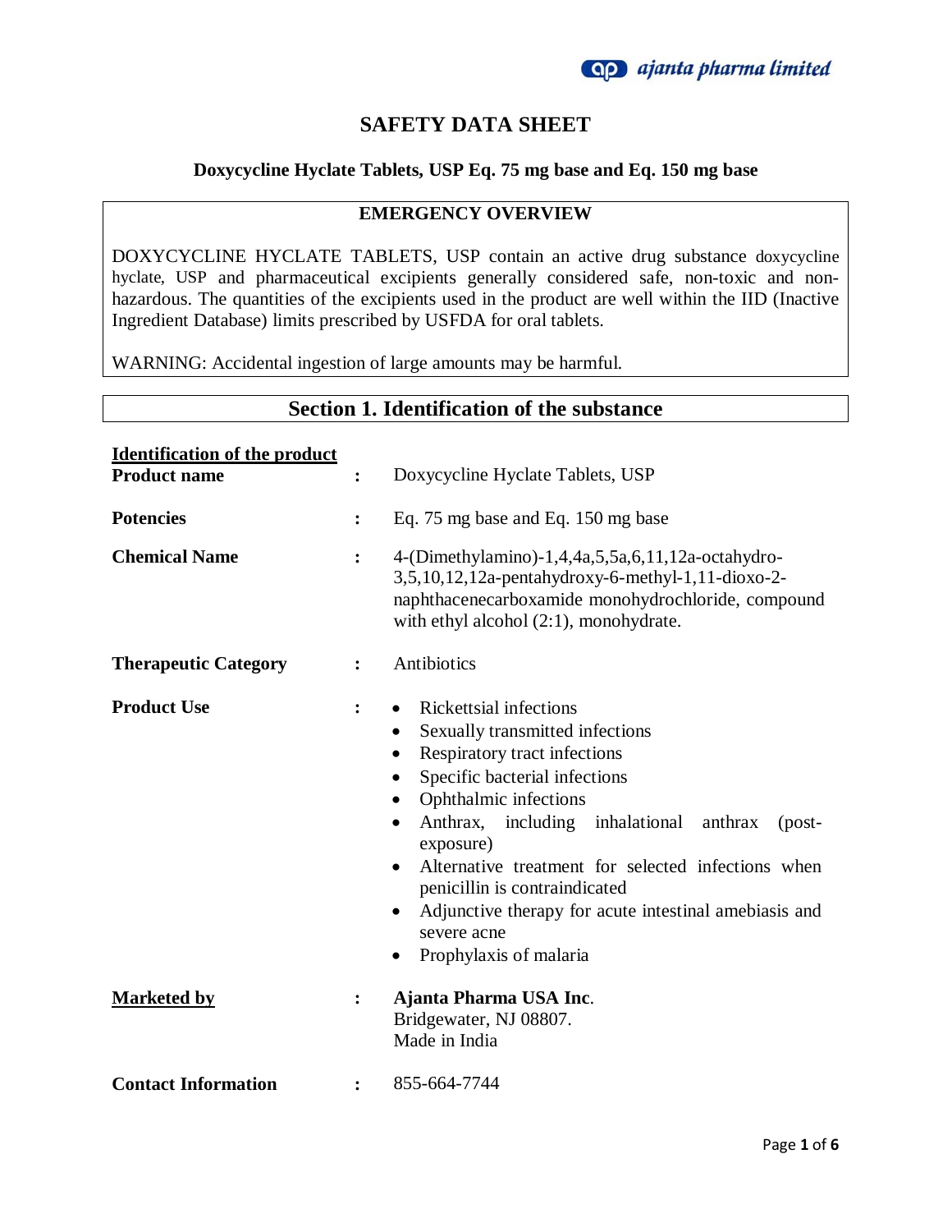# SAFETY DATA SHEET

**Doxycycline Hyclate Tablets, USP Eq. 75 mg base and Eq. 150 mg base**

## EMERGENCY OVERVIEW

DOXYCYCLINE HYCLATE TABLETS, USP contain an active drug substance doxycycline hyclate, USP and pharmaceutical excipients generally considered safe, non-toxic and non-hazardous. The quantities of the excipients used in the product are well within the IID (Inactive Ingredient Database) limits prescribed by USFDA for oral tablets.

WARNING: Accidental ingestion of large amounts may be harmful.

## Section 1. Identification of the substance

**Identification of the product**

**Product name** : Doxycycline Hyclate Tablets, USP

**Potencies** : Eq. 75 mg base and Eq. 150 mg base

**Chemical Name** : 4-(Dimethylamino)-1,4,4a,5,5a,6,11,12a-octahydro-3,5,10,12,12a-pentahydroxy-6-methyl-1,11-dioxo-2-naphthacenecarboxamide monohydrochloride, compound with ethyl alcohol (2:1), monohydrate.

**Therapeutic Category** : Antibiotics

**Product Use** :

- Rickettsial infections
- Sexually transmitted infections
- Respiratory tract infections
- Specific bacterial infections
- Ophthalmic infections
- Anthrax, including inhalational anthrax (post-exposure)
- Alternative treatment for selected infections when penicillin is contraindicated
- Adjunctive therapy for acute intestinal amebiasis and severe acne
- Prophylaxis of malaria

**Marketed by** : **Ajanta Pharma USA Inc**.
Bridgewater, NJ 08807.
Made in India

**Contact Information** : 855-664-7744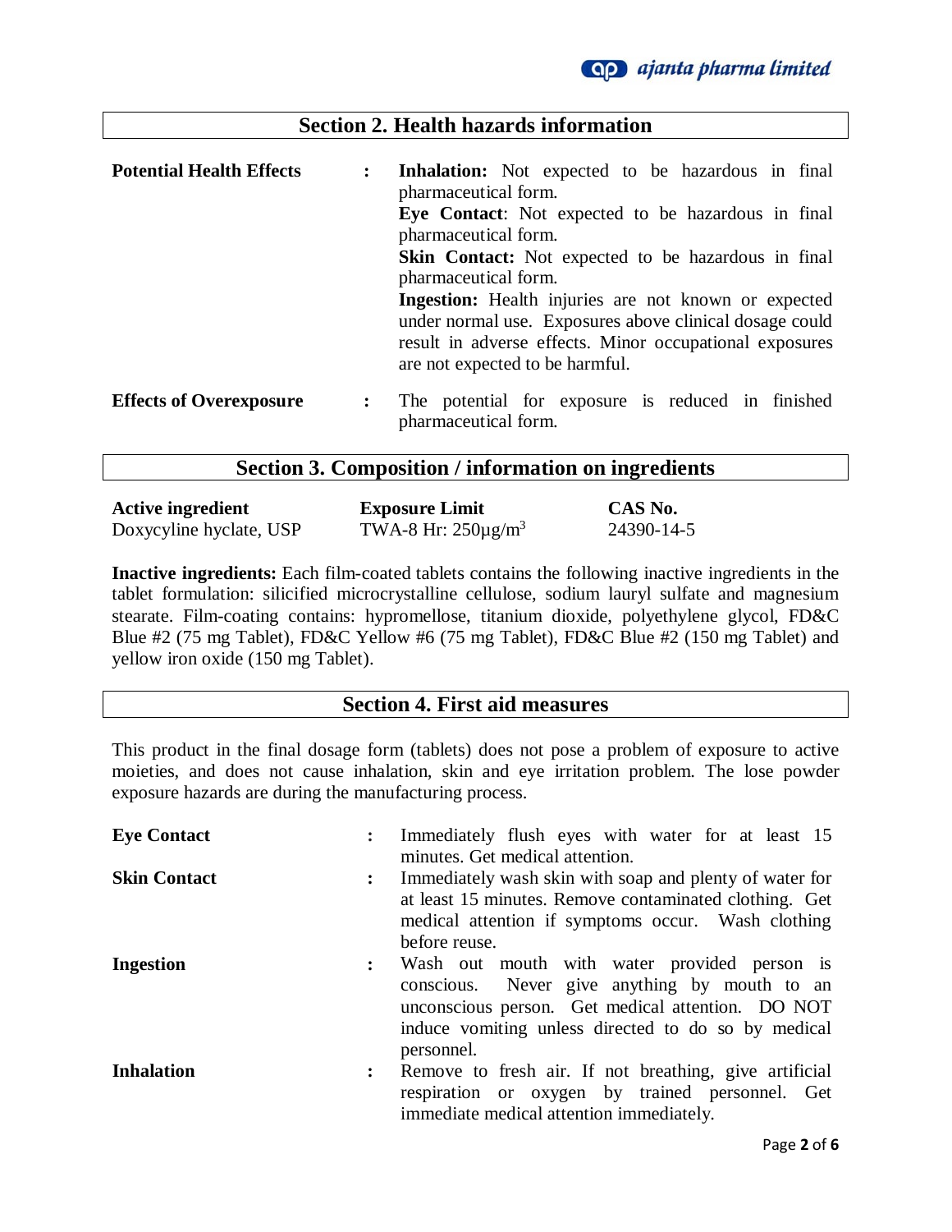## Section 2. Health hazards information

| | | |
|---|---|---|
| **Potential Health Effects** | : | **Inhalation:** Not expected to be hazardous in final pharmaceutical form.<br>**Eye Contact**: Not expected to be hazardous in final pharmaceutical form.<br>**Skin Contact:** Not expected to be hazardous in final pharmaceutical form.<br>**Ingestion:** Health injuries are not known or expected under normal use. Exposures above clinical dosage could result in adverse effects. Minor occupational exposures are not expected to be harmful. |
| **Effects of Overexposure** | : | The potential for exposure is reduced in finished pharmaceutical form. |

## Section 3. Composition / information on ingredients

| Active ingredient | Exposure Limit | CAS No. |
|---|---|---|
| Doxycyline hyclate, USP | TWA-8 Hr: 250µg/m$^3$ | 24390-14-5 |

**Inactive ingredients:** Each film-coated tablets contains the following inactive ingredients in the tablet formulation: silicified microcrystalline cellulose, sodium lauryl sulfate and magnesium stearate. Film-coating contains: hypromellose, titanium dioxide, polyethylene glycol, FD&C Blue #2 (75 mg Tablet), FD&C Yellow #6 (75 mg Tablet), FD&C Blue #2 (150 mg Tablet) and yellow iron oxide (150 mg Tablet).

## Section 4. First aid measures

This product in the final dosage form (tablets) does not pose a problem of exposure to active moieties, and does not cause inhalation, skin and eye irritation problem. The lose powder exposure hazards are during the manufacturing process.

| | | |
|---|---|---|
| **Eye Contact** | : | Immediately flush eyes with water for at least 15 minutes. Get medical attention. |
| **Skin Contact** | : | Immediately wash skin with soap and plenty of water for at least 15 minutes. Remove contaminated clothing. Get medical attention if symptoms occur. Wash clothing before reuse. |
| **Ingestion** | : | Wash out mouth with water provided person is conscious. Never give anything by mouth to an unconscious person. Get medical attention. DO NOT induce vomiting unless directed to do so by medical personnel. |
| **Inhalation** | : | Remove to fresh air. If not breathing, give artificial respiration or oxygen by trained personnel. Get immediate medical attention immediately. |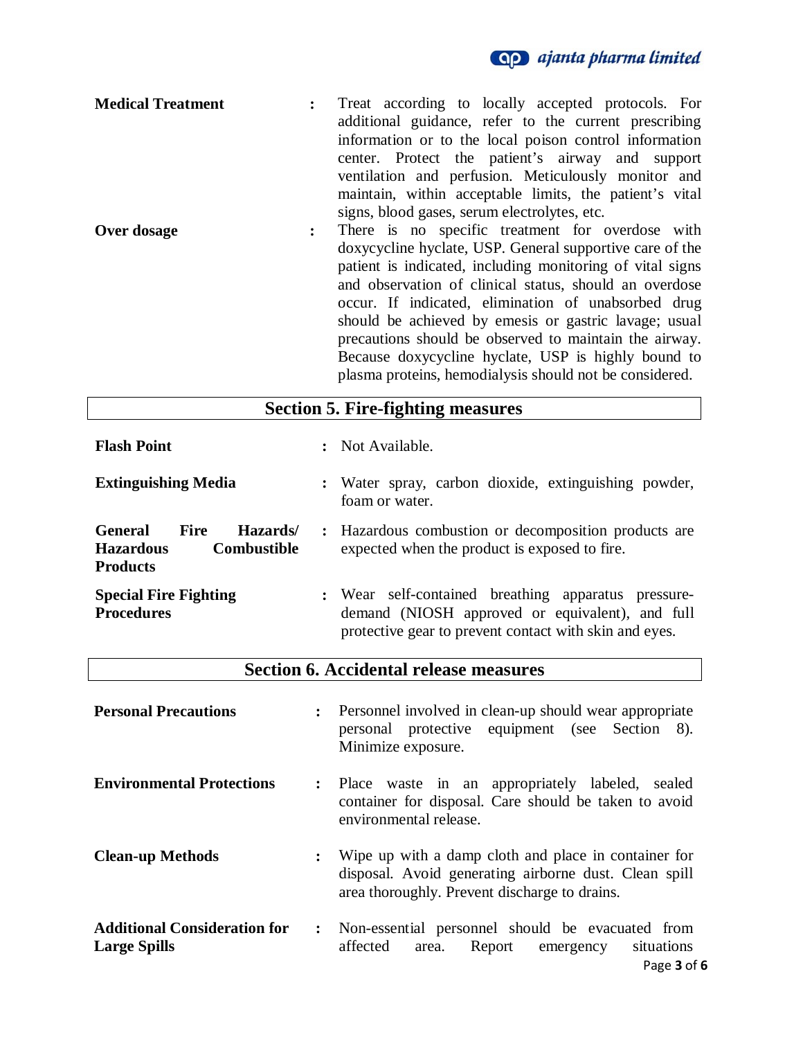**Medical Treatment** : Treat according to locally accepted protocols. For additional guidance, refer to the current prescribing information or to the local poison control information center. Protect the patient's airway and support ventilation and perfusion. Meticulously monitor and maintain, within acceptable limits, the patient's vital signs, blood gases, serum electrolytes, etc.

**Over dosage** : There is no specific treatment for overdose with doxycycline hyclate, USP. General supportive care of the patient is indicated, including monitoring of vital signs and observation of clinical status, should an overdose occur. If indicated, elimination of unabsorbed drug should be achieved by emesis or gastric lavage; usual precautions should be observed to maintain the airway. Because doxycycline hyclate, USP is highly bound to plasma proteins, hemodialysis should not be considered.

## Section 5. Fire-fighting measures

**Flash Point** : Not Available.

**Extinguishing Media** : Water spray, carbon dioxide, extinguishing powder, foam or water.

**General Fire Hazards/ Hazardous Combustible Products** : Hazardous combustion or decomposition products are expected when the product is exposed to fire.

**Special Fire Fighting Procedures** : Wear self-contained breathing apparatus pressure-demand (NIOSH approved or equivalent), and full protective gear to prevent contact with skin and eyes.

## Section 6. Accidental release measures

**Personal Precautions** : Personnel involved in clean-up should wear appropriate personal protective equipment (see Section 8). Minimize exposure.

**Environmental Protections** : Place waste in an appropriately labeled, sealed container for disposal. Care should be taken to avoid environmental release.

**Clean-up Methods** : Wipe up with a damp cloth and place in container for disposal. Avoid generating airborne dust. Clean spill area thoroughly. Prevent discharge to drains.

**Additional Consideration for Large Spills** : Non-essential personnel should be evacuated from affected area. Report emergency situations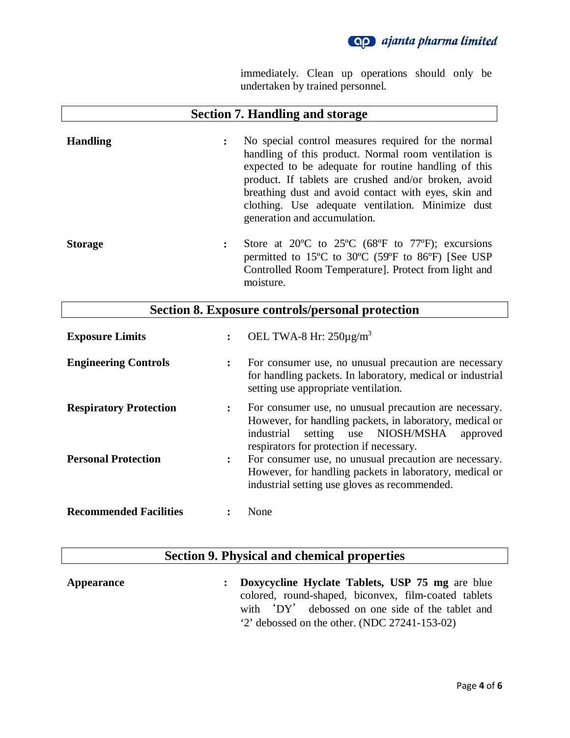immediately. Clean up operations should only be undertaken by trained personnel.

## Section 7. Handling and storage

**Handling** : No special control measures required for the normal handling of this product. Normal room ventilation is expected to be adequate for routine handling of this product. If tablets are crushed and/or broken, avoid breathing dust and avoid contact with eyes, skin and clothing. Use adequate ventilation. Minimize dust generation and accumulation.

**Storage** : Store at 20ºC to 25ºC (68ºF to 77ºF); excursions permitted to 15ºC to 30ºC (59ºF to 86ºF) [See USP Controlled Room Temperature]. Protect from light and moisture.

## Section 8. Exposure controls/personal protection

**Exposure Limits** : OEL TWA-8 Hr: 250µg/$m^3$

**Engineering Controls** : For consumer use, no unusual precaution are necessary for handling packets. In laboratory, medical or industrial setting use appropriate ventilation.

**Respiratory Protection** : For consumer use, no unusual precaution are necessary. However, for handling packets, in laboratory, medical or industrial setting use NIOSH/MSHA approved respirators for protection if necessary.

**Personal Protection** : For consumer use, no unusual precaution are necessary. However, for handling packets in laboratory, medical or industrial setting use gloves as recommended.

**Recommended Facilities** : None

## Section 9. Physical and chemical properties

**Appearance** : **Doxycycline Hyclate Tablets, USP 75 mg** are blue colored, round-shaped, biconvex, film-coated tablets with 'DY' debossed on one side of the tablet and '2' debossed on the other. (NDC 27241-153-02)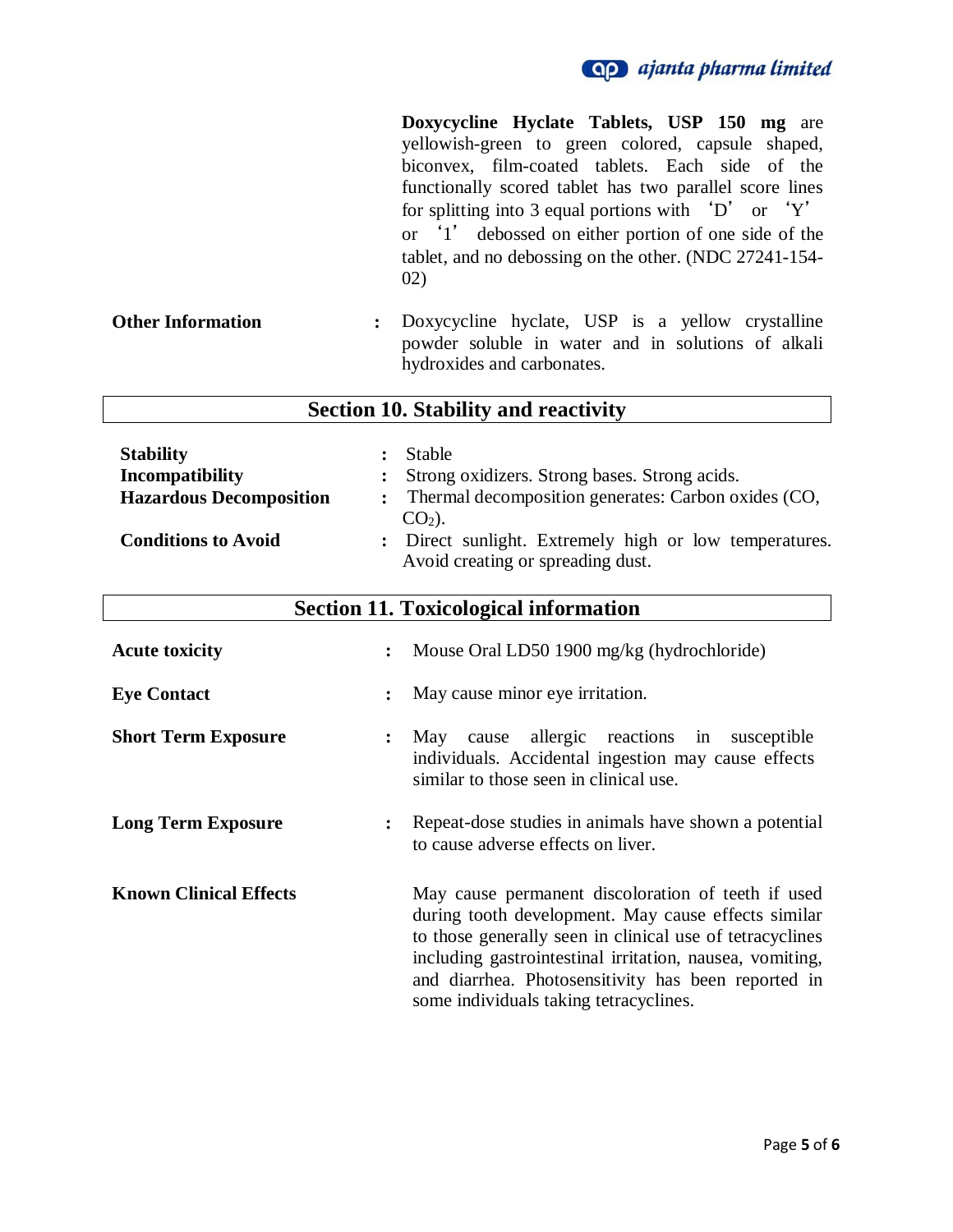**Doxycycline Hyclate Tablets, USP 150 mg** are yellowish-green to green colored, capsule shaped, biconvex, film-coated tablets. Each side of the functionally scored tablet has two parallel score lines for splitting into 3 equal portions with 'D' or 'Y' or '1' debossed on either portion of one side of the tablet, and no debossing on the other. (NDC 27241-154-02)

**Other Information** : Doxycycline hyclate, USP is a yellow crystalline powder soluble in water and in solutions of alkali hydroxides and carbonates.

## Section 10. Stability and reactivity

**Stability** : Stable

**Incompatibility** : Strong oxidizers. Strong bases. Strong acids.

**Hazardous Decomposition** : Thermal decomposition generates: Carbon oxides (CO, $CO_2$).

**Conditions to Avoid** : Direct sunlight. Extremely high or low temperatures. Avoid creating or spreading dust.

## Section 11. Toxicological information

**Acute toxicity** : Mouse Oral LD50 1900 mg/kg (hydrochloride)

**Eye Contact** : May cause minor eye irritation.

**Short Term Exposure** : May cause allergic reactions in susceptible individuals. Accidental ingestion may cause effects similar to those seen in clinical use.

**Long Term Exposure** : Repeat-dose studies in animals have shown a potential to cause adverse effects on liver.

**Known Clinical Effects** May cause permanent discoloration of teeth if used during tooth development. May cause effects similar to those generally seen in clinical use of tetracyclines including gastrointestinal irritation, nausea, vomiting, and diarrhea. Photosensitivity has been reported in some individuals taking tetracyclines.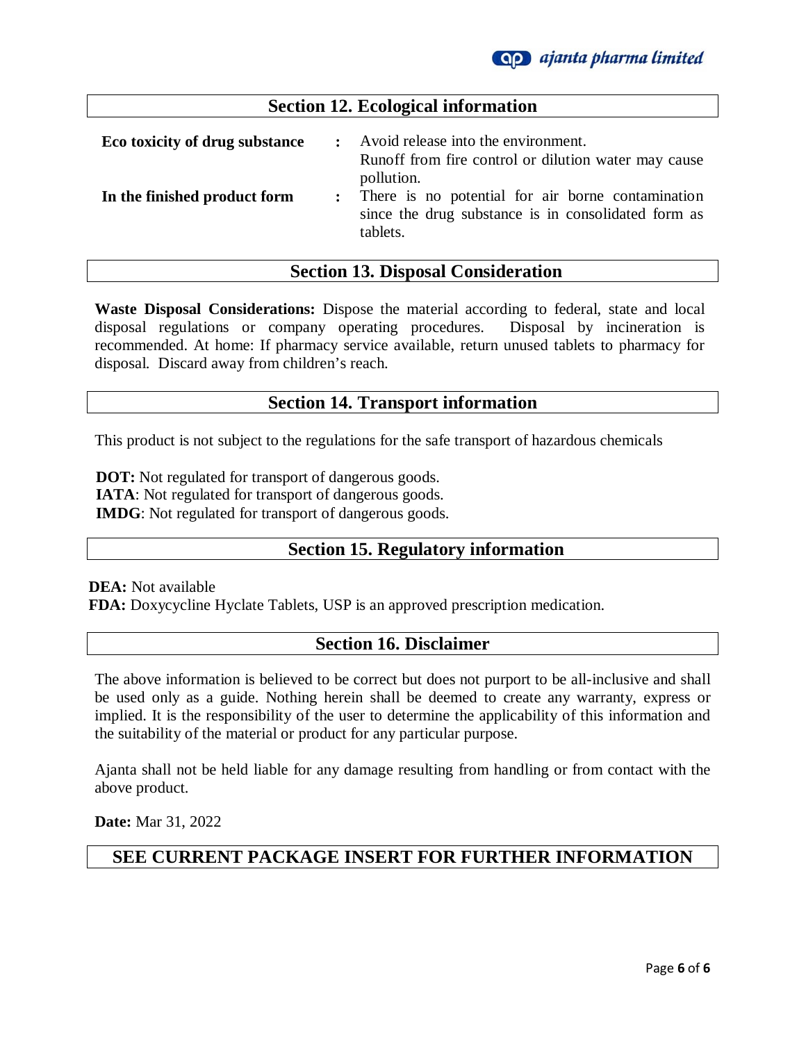## Section 12. Ecological information

| | | |
|---|---|---|
| **Eco toxicity of drug substance** | : | Avoid release into the environment. Runoff from fire control or dilution water may cause pollution. |
| **In the finished product form** | : | There is no potential for air borne contamination since the drug substance is in consolidated form as tablets. |

## Section 13. Disposal Consideration

**Waste Disposal Considerations:** Dispose the material according to federal, state and local disposal regulations or company operating procedures. Disposal by incineration is recommended. At home: If pharmacy service available, return unused tablets to pharmacy for disposal. Discard away from children's reach.

## Section 14. Transport information

This product is not subject to the regulations for the safe transport of hazardous chemicals

**DOT:** Not regulated for transport of dangerous goods.
**IATA**: Not regulated for transport of dangerous goods.
**IMDG**: Not regulated for transport of dangerous goods.

## Section 15. Regulatory information

**DEA:** Not available
**FDA:** Doxycycline Hyclate Tablets, USP is an approved prescription medication.

## Section 16. Disclaimer

The above information is believed to be correct but does not purport to be all-inclusive and shall be used only as a guide. Nothing herein shall be deemed to create any warranty, express or implied. It is the responsibility of the user to determine the applicability of this information and the suitability of the material or product for any particular purpose.

Ajanta shall not be held liable for any damage resulting from handling or from contact with the above product.

**Date:** Mar 31, 2022

## SEE CURRENT PACKAGE INSERT FOR FURTHER INFORMATION